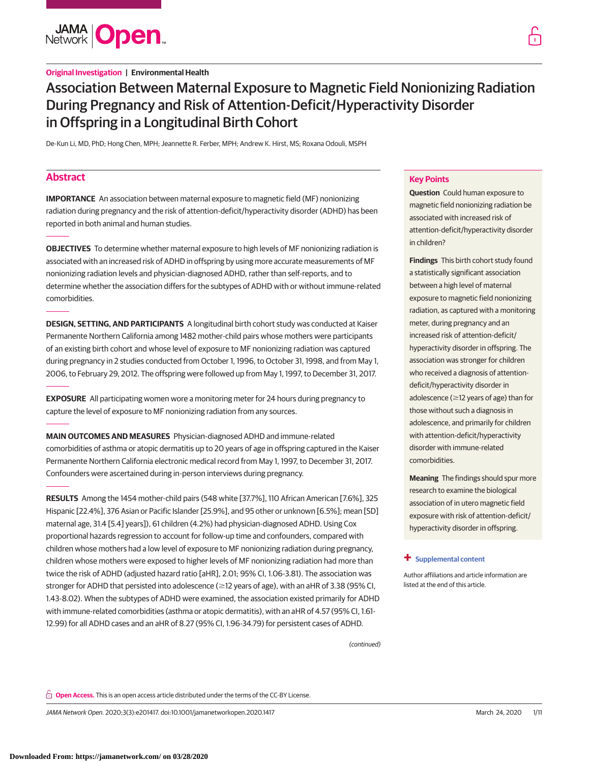Original Investigation | Environmental Health

# Association Between Maternal Exposure to Magnetic Field Nonionizing Radiation During Pregnancy and Risk of Attention-Deficit/Hyperactivity Disorder in Offspring in a Longitudinal Birth Cohort

De-Kun Li, MD, PhD; Hong Chen, MPH; Jeannette R. Ferber, MPH; Andrew K. Hirst, MS; Roxana Odouli, MSPH

## Abstract

**IMPORTANCE** An association between maternal exposure to magnetic field (MF) nonionizing radiation during pregnancy and the risk of attention-deficit/hyperactivity disorder (ADHD) has been reported in both animal and human studies.

**OBJECTIVES** To determine whether maternal exposure to high levels of MF nonionizing radiation is associated with an increased risk of ADHD in offspring by using more accurate measurements of MF nonionizing radiation levels and physician-diagnosed ADHD, rather than self-reports, and to determine whether the association differs for the subtypes of ADHD with or without immune-related comorbidities.

**DESIGN, SETTING, AND PARTICIPANTS** A longitudinal birth cohort study was conducted at Kaiser Permanente Northern California among 1482 mother-child pairs whose mothers were participants of an existing birth cohort and whose level of exposure to MF nonionizing radiation was captured during pregnancy in 2 studies conducted from October 1, 1996, to October 31, 1998, and from May 1, 2006, to February 29, 2012. The offspring were followed up from May 1, 1997, to December 31, 2017.

**EXPOSURE** All participating women wore a monitoring meter for 24 hours during pregnancy to capture the level of exposure to MF nonionizing radiation from any sources.

**MAIN OUTCOMES AND MEASURES** Physician-diagnosed ADHD and immune-related comorbidities of asthma or atopic dermatitis up to 20 years of age in offspring captured in the Kaiser Permanente Northern California electronic medical record from May 1, 1997, to December 31, 2017. Confounders were ascertained during in-person interviews during pregnancy.

**RESULTS** Among the 1454 mother-child pairs (548 white [37.7%], 110 African American [7.6%], 325 Hispanic [22.4%], 376 Asian or Pacific Islander [25.9%], and 95 other or unknown [6.5%]; mean [SD] maternal age, 31.4 [5.4] years]), 61 children (4.2%) had physician-diagnosed ADHD. Using Cox proportional hazards regression to account for follow-up time and confounders, compared with children whose mothers had a low level of exposure to MF nonionizing radiation during pregnancy, children whose mothers were exposed to higher levels of MF nonionizing radiation had more than twice the risk of ADHD (adjusted hazard ratio [aHR], 2.01; 95% CI, 1.06-3.81). The association was stronger for ADHD that persisted into adolescence (≥12 years of age), with an aHR of 3.38 (95% CI, 1.43-8.02). When the subtypes of ADHD were examined, the association existed primarily for ADHD with immune-related comorbidities (asthma or atopic dermatitis), with an aHR of 4.57 (95% CI, 1.61-12.99) for all ADHD cases and an aHR of 8.27 (95% CI, 1.96-34.79) for persistent cases of ADHD.

*(continued)*

## Key Points

**Question** Could human exposure to magnetic field nonionizing radiation be associated with increased risk of attention-deficit/hyperactivity disorder in children?

**Findings** This birth cohort study found a statistically significant association between a high level of maternal exposure to magnetic field nonionizing radiation, as captured with a monitoring meter, during pregnancy and an increased risk of attention-deficit/hyperactivity disorder in offspring. The association was stronger for children who received a diagnosis of attention-deficit/hyperactivity disorder in adolescence (≥12 years of age) than for those without such a diagnosis in adolescence, and primarily for children with attention-deficit/hyperactivity disorder with immune-related comorbidities.

**Meaning** The findings should spur more research to examine the biological association of in utero magnetic field exposure with risk of attention-deficit/hyperactivity disorder in offspring.

+ Supplemental content

Author affiliations and article information are listed at the end of this article.

**Open Access.** This is an open access article distributed under the terms of the CC-BY License.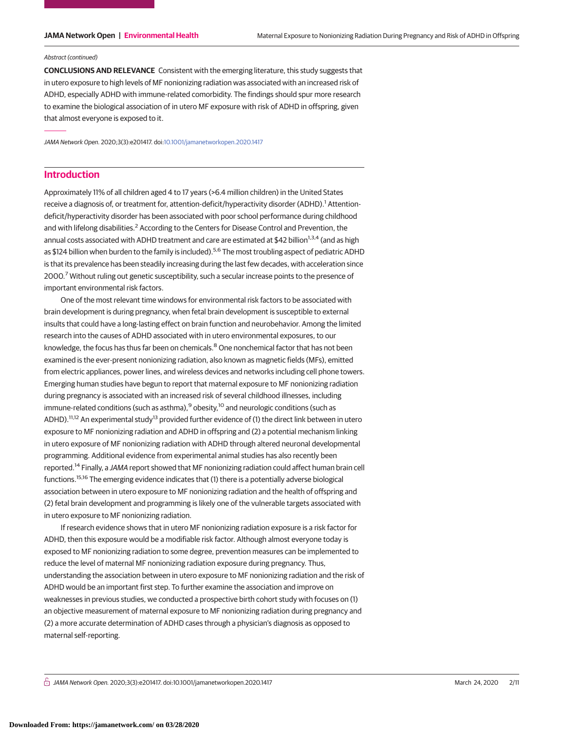Abstract (continued)

**CONCLUSIONS AND RELEVANCE** Consistent with the emerging literature, this study suggests that in utero exposure to high levels of MF nonionizing radiation was associated with an increased risk of ADHD, especially ADHD with immune-related comorbidity. The findings should spur more research to examine the biological association of in utero MF exposure with risk of ADHD in offspring, given that almost everyone is exposed to it.

*JAMA Network Open*. 2020;3(3):e201417. doi:10.1001/jamanetworkopen.2020.1417

## Introduction

Approximately 11% of all children aged 4 to 17 years (>6.4 million children) in the United States receive a diagnosis of, or treatment for, attention-deficit/hyperactivity disorder (ADHD).[1] Attention-deficit/hyperactivity disorder has been associated with poor school performance during childhood and with lifelong disabilities.[2] According to the Centers for Disease Control and Prevention, the annual costs associated with ADHD treatment and care are estimated at $42 billion[1,3,4] (and as high as $124 billion when burden to the family is included).[5,6] The most troubling aspect of pediatric ADHD is that its prevalence has been steadily increasing during the last few decades, with acceleration since 2000.[7] Without ruling out genetic susceptibility, such a secular increase points to the presence of important environmental risk factors.

One of the most relevant time windows for environmental risk factors to be associated with brain development is during pregnancy, when fetal brain development is susceptible to external insults that could have a long-lasting effect on brain function and neurobehavior. Among the limited research into the causes of ADHD associated with in utero environmental exposures, to our knowledge, the focus has thus far been on chemicals.[8] One nonchemical factor that has not been examined is the ever-present nonionizing radiation, also known as magnetic fields (MFs), emitted from electric appliances, power lines, and wireless devices and networks including cell phone towers. Emerging human studies have begun to report that maternal exposure to MF nonionizing radiation during pregnancy is associated with an increased risk of several childhood illnesses, including immune-related conditions (such as asthma),[9] obesity,[10] and neurologic conditions (such as ADHD).[11,12] An experimental study[13] provided further evidence of (1) the direct link between in utero exposure to MF nonionizing radiation and ADHD in offspring and (2) a potential mechanism linking in utero exposure of MF nonionizing radiation with ADHD through altered neuronal developmental programming. Additional evidence from experimental animal studies has also recently been reported.[14] Finally, a *JAMA* report showed that MF nonionizing radiation could affect human brain cell functions.[15,16] The emerging evidence indicates that (1) there is a potentially adverse biological association between in utero exposure to MF nonionizing radiation and the health of offspring and (2) fetal brain development and programming is likely one of the vulnerable targets associated with in utero exposure to MF nonionizing radiation.

If research evidence shows that in utero MF nonionizing radiation exposure is a risk factor for ADHD, then this exposure would be a modifiable risk factor. Although almost everyone today is exposed to MF nonionizing radiation to some degree, prevention measures can be implemented to reduce the level of maternal MF nonionizing radiation exposure during pregnancy. Thus, understanding the association between in utero exposure to MF nonionizing radiation and the risk of ADHD would be an important first step. To further examine the association and improve on weaknesses in previous studies, we conducted a prospective birth cohort study with focuses on (1) an objective measurement of maternal exposure to MF nonionizing radiation during pregnancy and (2) a more accurate determination of ADHD cases through a physician's diagnosis as opposed to maternal self-reporting.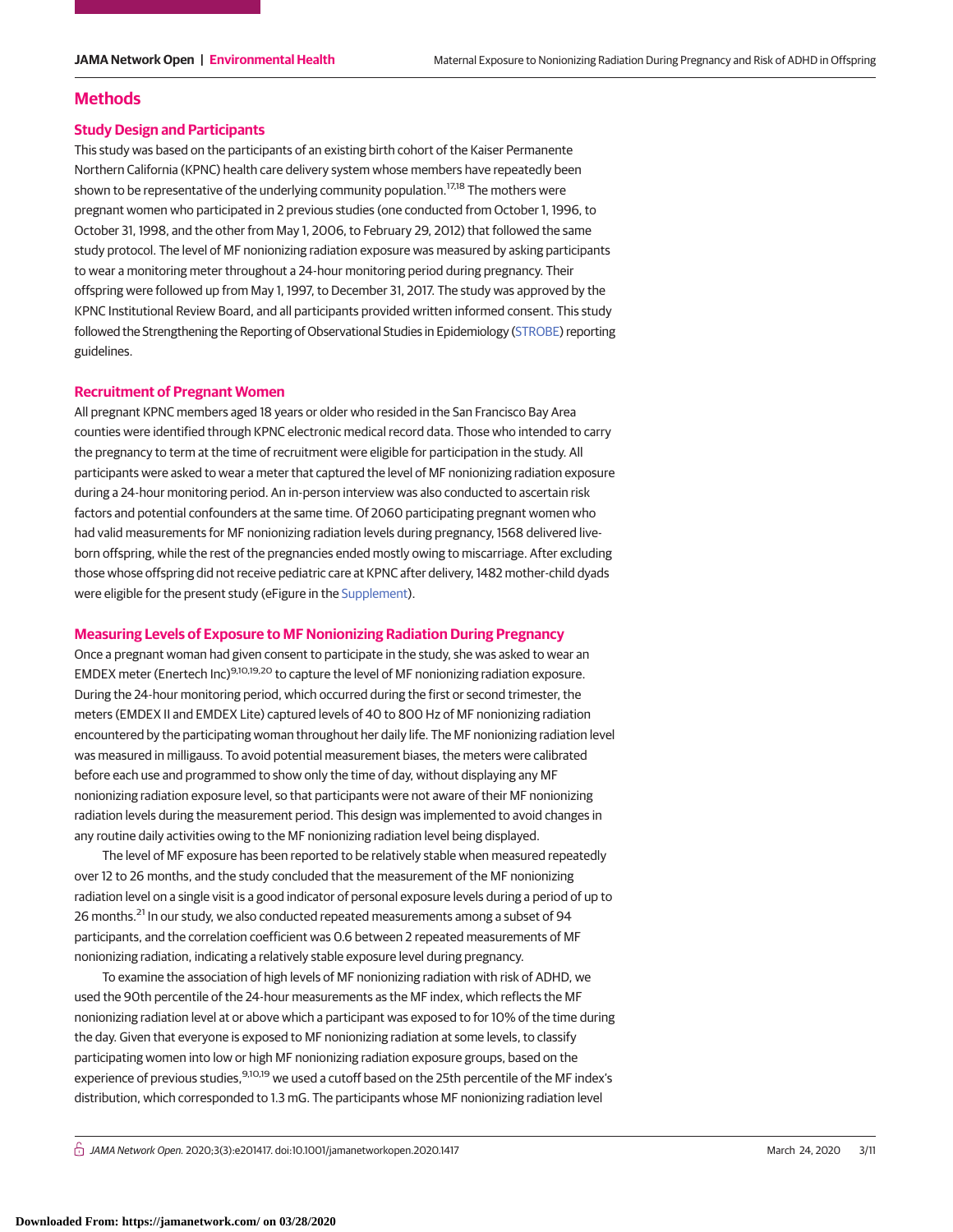## Methods

### Study Design and Participants

This study was based on the participants of an existing birth cohort of the Kaiser Permanente Northern California (KPNC) health care delivery system whose members have repeatedly been shown to be representative of the underlying community population.[17,18] The mothers were pregnant women who participated in 2 previous studies (one conducted from October 1, 1996, to October 31, 1998, and the other from May 1, 2006, to February 29, 2012) that followed the same study protocol. The level of MF nonionizing radiation exposure was measured by asking participants to wear a monitoring meter throughout a 24-hour monitoring period during pregnancy. Their offspring were followed up from May 1, 1997, to December 31, 2017. The study was approved by the KPNC Institutional Review Board, and all participants provided written informed consent. This study followed the Strengthening the Reporting of Observational Studies in Epidemiology (STROBE) reporting guidelines.

### Recruitment of Pregnant Women

All pregnant KPNC members aged 18 years or older who resided in the San Francisco Bay Area counties were identified through KPNC electronic medical record data. Those who intended to carry the pregnancy to term at the time of recruitment were eligible for participation in the study. All participants were asked to wear a meter that captured the level of MF nonionizing radiation exposure during a 24-hour monitoring period. An in-person interview was also conducted to ascertain risk factors and potential confounders at the same time. Of 2060 participating pregnant women who had valid measurements for MF nonionizing radiation levels during pregnancy, 1568 delivered live-born offspring, while the rest of the pregnancies ended mostly owing to miscarriage. After excluding those whose offspring did not receive pediatric care at KPNC after delivery, 1482 mother-child dyads were eligible for the present study (eFigure in the Supplement).

### Measuring Levels of Exposure to MF Nonionizing Radiation During Pregnancy

Once a pregnant woman had given consent to participate in the study, she was asked to wear an EMDEX meter (Enertech Inc)[9,10,19,20] to capture the level of MF nonionizing radiation exposure. During the 24-hour monitoring period, which occurred during the first or second trimester, the meters (EMDEX II and EMDEX Lite) captured levels of 40 to 800 Hz of MF nonionizing radiation encountered by the participating woman throughout her daily life. The MF nonionizing radiation level was measured in milligauss. To avoid potential measurement biases, the meters were calibrated before each use and programmed to show only the time of day, without displaying any MF nonionizing radiation exposure level, so that participants were not aware of their MF nonionizing radiation levels during the measurement period. This design was implemented to avoid changes in any routine daily activities owing to the MF nonionizing radiation level being displayed.

The level of MF exposure has been reported to be relatively stable when measured repeatedly over 12 to 26 months, and the study concluded that the measurement of the MF nonionizing radiation level on a single visit is a good indicator of personal exposure levels during a period of up to 26 months.[21] In our study, we also conducted repeated measurements among a subset of 94 participants, and the correlation coefficient was 0.6 between 2 repeated measurements of MF nonionizing radiation, indicating a relatively stable exposure level during pregnancy.

To examine the association of high levels of MF nonionizing radiation with risk of ADHD, we used the 90th percentile of the 24-hour measurements as the MF index, which reflects the MF nonionizing radiation level at or above which a participant was exposed to for 10% of the time during the day. Given that everyone is exposed to MF nonionizing radiation at some levels, to classify participating women into low or high MF nonionizing radiation exposure groups, based on the experience of previous studies,[9,10,19] we used a cutoff based on the 25th percentile of the MF index's distribution, which corresponded to 1.3 mG. The participants whose MF nonionizing radiation level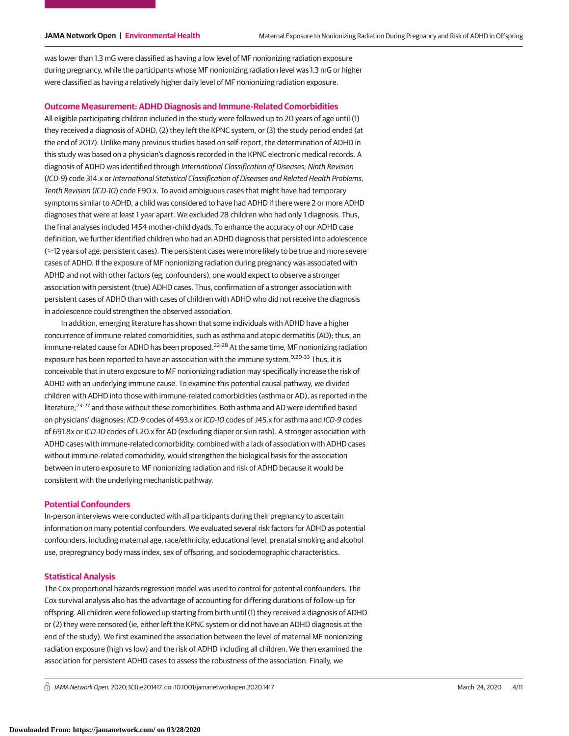was lower than 1.3 mG were classified as having a low level of MF nonionizing radiation exposure during pregnancy, while the participants whose MF nonionizing radiation level was 1.3 mG or higher were classified as having a relatively higher daily level of MF nonionizing radiation exposure.

## Outcome Measurement: ADHD Diagnosis and Immune-Related Comorbidities

All eligible participating children included in the study were followed up to 20 years of age until (1) they received a diagnosis of ADHD, (2) they left the KPNC system, or (3) the study period ended (at the end of 2017). Unlike many previous studies based on self-report, the determination of ADHD in this study was based on a physician's diagnosis recorded in the KPNC electronic medical records. A diagnosis of ADHD was identified through *International Classification of Diseases, Ninth Revision* (*ICD-9*) code 314.x or *International Statistical Classification of Diseases and Related Health Problems, Tenth Revision* (*ICD-10*) code F90.x. To avoid ambiguous cases that might have had temporary symptoms similar to ADHD, a child was considered to have had ADHD if there were 2 or more ADHD diagnoses that were at least 1 year apart. We excluded 28 children who had only 1 diagnosis. Thus, the final analyses included 1454 mother-child dyads. To enhance the accuracy of our ADHD case definition, we further identified children who had an ADHD diagnosis that persisted into adolescence (≥12 years of age; persistent cases). The persistent cases were more likely to be true and more severe cases of ADHD. If the exposure of MF nonionizing radiation during pregnancy was associated with ADHD and not with other factors (eg, confounders), one would expect to observe a stronger association with persistent (true) ADHD cases. Thus, confirmation of a stronger association with persistent cases of ADHD than with cases of children with ADHD who did not receive the diagnosis in adolescence could strengthen the observed association.

In addition, emerging literature has shown that some individuals with ADHD have a higher concurrence of immune-related comorbidities, such as asthma and atopic dermatitis (AD); thus, an immune-related cause for ADHD has been proposed.[22-28] At the same time, MF nonionizing radiation exposure has been reported to have an association with the immune system.[9,29-33] Thus, it is conceivable that in utero exposure to MF nonionizing radiation may specifically increase the risk of ADHD with an underlying immune cause. To examine this potential causal pathway, we divided children with ADHD into those with immune-related comorbidities (asthma or AD), as reported in the literature,[23-27] and those without these comorbidities. Both asthma and AD were identified based on physicians' diagnoses: *ICD-9* codes of 493.x or *ICD-10* codes of J45.x for asthma and *ICD-9* codes of 691.8x or *ICD-10* codes of L20.x for AD (excluding diaper or skin rash). A stronger association with ADHD cases with immune-related comorbidity, combined with a lack of association with ADHD cases without immune-related comorbidity, would strengthen the biological basis for the association between in utero exposure to MF nonionizing radiation and risk of ADHD because it would be consistent with the underlying mechanistic pathway.

## Potential Confounders

In-person interviews were conducted with all participants during their pregnancy to ascertain information on many potential confounders. We evaluated several risk factors for ADHD as potential confounders, including maternal age, race/ethnicity, educational level, prenatal smoking and alcohol use, prepregnancy body mass index, sex of offspring, and sociodemographic characteristics.

## Statistical Analysis

The Cox proportional hazards regression model was used to control for potential confounders. The Cox survival analysis also has the advantage of accounting for differing durations of follow-up for offspring. All children were followed up starting from birth until (1) they received a diagnosis of ADHD or (2) they were censored (ie, either left the KPNC system or did not have an ADHD diagnosis at the end of the study). We first examined the association between the level of maternal MF nonionizing radiation exposure (high vs low) and the risk of ADHD including all children. We then examined the association for persistent ADHD cases to assess the robustness of the association. Finally, we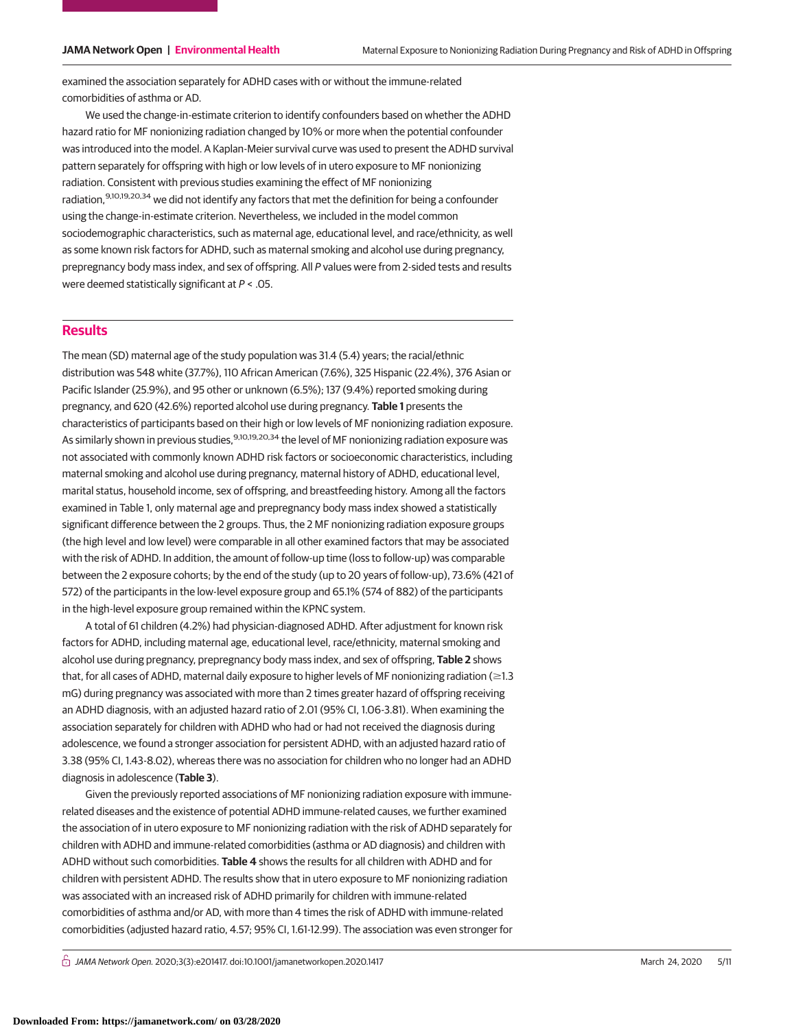examined the association separately for ADHD cases with or without the immune-related comorbidities of asthma or AD.

We used the change-in-estimate criterion to identify confounders based on whether the ADHD hazard ratio for MF nonionizing radiation changed by 10% or more when the potential confounder was introduced into the model. A Kaplan-Meier survival curve was used to present the ADHD survival pattern separately for offspring with high or low levels of in utero exposure to MF nonionizing radiation. Consistent with previous studies examining the effect of MF nonionizing radiation,[9,10,19,20,34] we did not identify any factors that met the definition for being a confounder using the change-in-estimate criterion. Nevertheless, we included in the model common sociodemographic characteristics, such as maternal age, educational level, and race/ethnicity, as well as some known risk factors for ADHD, such as maternal smoking and alcohol use during pregnancy, prepregnancy body mass index, and sex of offspring. All *P* values were from 2-sided tests and results were deemed statistically significant at $P < .05$.

## Results

The mean (SD) maternal age of the study population was 31.4 (5.4) years; the racial/ethnic distribution was 548 white (37.7%), 110 African American (7.6%), 325 Hispanic (22.4%), 376 Asian or Pacific Islander (25.9%), and 95 other or unknown (6.5%); 137 (9.4%) reported smoking during pregnancy, and 620 (42.6%) reported alcohol use during pregnancy. **Table 1** presents the characteristics of participants based on their high or low levels of MF nonionizing radiation exposure. As similarly shown in previous studies,[9,10,19,20,34] the level of MF nonionizing radiation exposure was not associated with commonly known ADHD risk factors or socioeconomic characteristics, including maternal smoking and alcohol use during pregnancy, maternal history of ADHD, educational level, marital status, household income, sex of offspring, and breastfeeding history. Among all the factors examined in Table 1, only maternal age and prepregnancy body mass index showed a statistically significant difference between the 2 groups. Thus, the 2 MF nonionizing radiation exposure groups (the high level and low level) were comparable in all other examined factors that may be associated with the risk of ADHD. In addition, the amount of follow-up time (loss to follow-up) was comparable between the 2 exposure cohorts; by the end of the study (up to 20 years of follow-up), 73.6% (421 of 572) of the participants in the low-level exposure group and 65.1% (574 of 882) of the participants in the high-level exposure group remained within the KPNC system.

A total of 61 children (4.2%) had physician-diagnosed ADHD. After adjustment for known risk factors for ADHD, including maternal age, educational level, race/ethnicity, maternal smoking and alcohol use during pregnancy, prepregnancy body mass index, and sex of offspring, **Table 2** shows that, for all cases of ADHD, maternal daily exposure to higher levels of MF nonionizing radiation (≥1.3 mG) during pregnancy was associated with more than 2 times greater hazard of offspring receiving an ADHD diagnosis, with an adjusted hazard ratio of 2.01 (95% CI, 1.06-3.81). When examining the association separately for children with ADHD who had or had not received the diagnosis during adolescence, we found a stronger association for persistent ADHD, with an adjusted hazard ratio of 3.38 (95% CI, 1.43-8.02), whereas there was no association for children who no longer had an ADHD diagnosis in adolescence (**Table 3**).

Given the previously reported associations of MF nonionizing radiation exposure with immune-related diseases and the existence of potential ADHD immune-related causes, we further examined the association of in utero exposure to MF nonionizing radiation with the risk of ADHD separately for children with ADHD and immune-related comorbidities (asthma or AD diagnosis) and children with ADHD without such comorbidities. **Table 4** shows the results for all children with ADHD and for children with persistent ADHD. The results show that in utero exposure to MF nonionizing radiation was associated with an increased risk of ADHD primarily for children with immune-related comorbidities of asthma and/or AD, with more than 4 times the risk of ADHD with immune-related comorbidities (adjusted hazard ratio, 4.57; 95% CI, 1.61-12.99). The association was even stronger for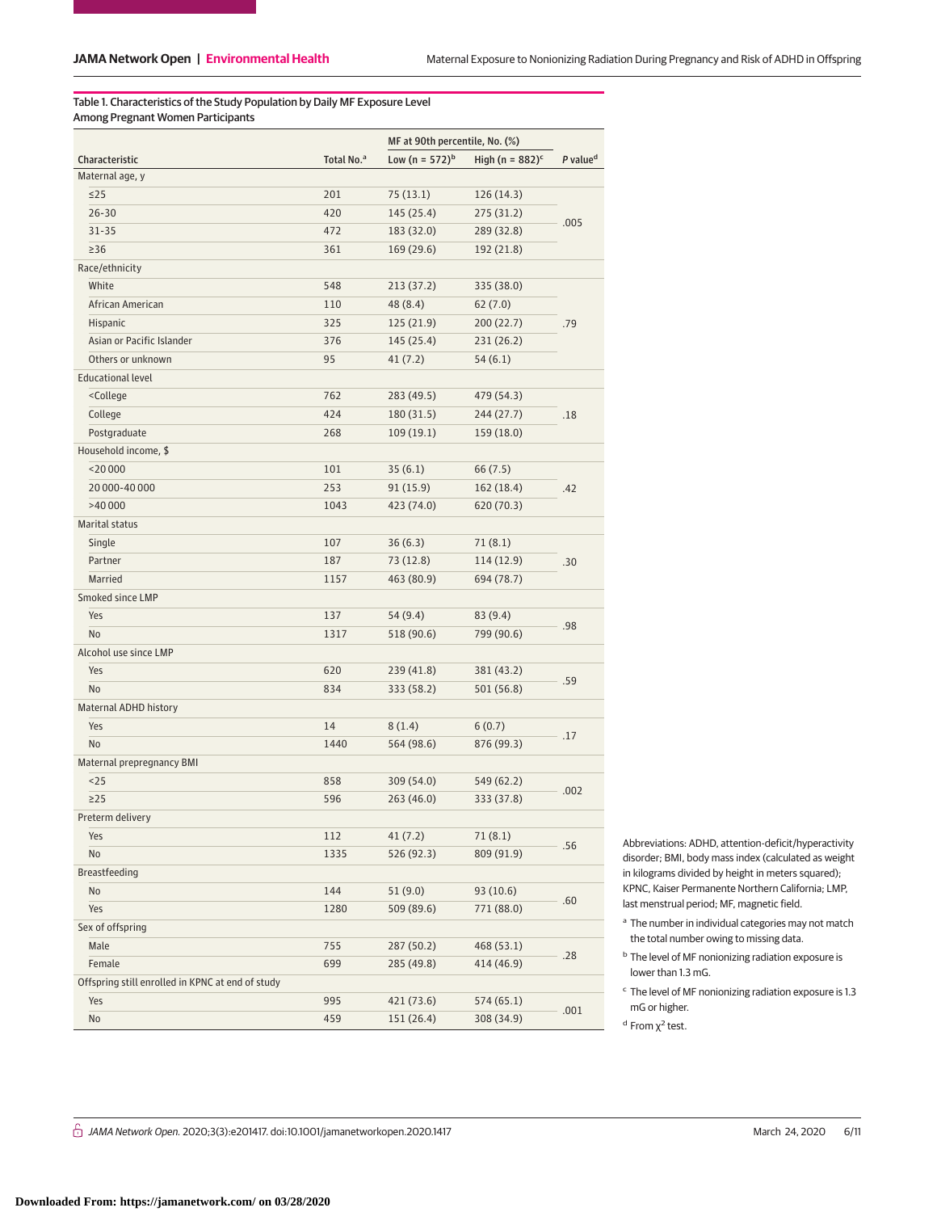Table 1. Characteristics of the Study Population by Daily MF Exposure Level Among Pregnant Women Participants

| Characteristic | Total No.[a] | MF at 90th percentile, No. (%) | | P value[d] |
|---|---|---|---|---|
| | | Low (n = 572)[b] | High (n = 882)[c] | |
| Maternal age, y | | | | |
| ≤25 | 201 | 75 (13.1) | 126 (14.3) | .005 |
| 26-30 | 420 | 145 (25.4) | 275 (31.2) | |
| 31-35 | 472 | 183 (32.0) | 289 (32.8) | |
| ≥36 | 361 | 169 (29.6) | 192 (21.8) | |
| Race/ethnicity | | | | |
| White | 548 | 213 (37.2) | 335 (38.0) | .79 |
| African American | 110 | 48 (8.4) | 62 (7.0) | |
| Hispanic | 325 | 125 (21.9) | 200 (22.7) | |
| Asian or Pacific Islander | 376 | 145 (25.4) | 231 (26.2) | |
| Others or unknown | 95 | 41 (7.2) | 54 (6.1) | |
| Educational level | | | | |
| <College | 762 | 283 (49.5) | 479 (54.3) | .18 |
| College | 424 | 180 (31.5) | 244 (27.7) | |
| Postgraduate | 268 | 109 (19.1) | 159 (18.0) | |
| Household income, $ | | | | |
| <20 000 | 101 | 35 (6.1) | 66 (7.5) | .42 |
| 20 000-40 000 | 253 | 91 (15.9) | 162 (18.4) | |
| >40 000 | 1043 | 423 (74.0) | 620 (70.3) | |
| Marital status | | | | |
| Single | 107 | 36 (6.3) | 71 (8.1) | .30 |
| Partner | 187 | 73 (12.8) | 114 (12.9) | |
| Married | 1157 | 463 (80.9) | 694 (78.7) | |
| Smoked since LMP | | | | |
| Yes | 137 | 54 (9.4) | 83 (9.4) | .98 |
| No | 1317 | 518 (90.6) | 799 (90.6) | |
| Alcohol use since LMP | | | | |
| Yes | 620 | 239 (41.8) | 381 (43.2) | .59 |
| No | 834 | 333 (58.2) | 501 (56.8) | |
| Maternal ADHD history | | | | |
| Yes | 14 | 8 (1.4) | 6 (0.7) | .17 |
| No | 1440 | 564 (98.6) | 876 (99.3) | |
| Maternal prepregnancy BMI | | | | |
| <25 | 858 | 309 (54.0) | 549 (62.2) | .002 |
| ≥25 | 596 | 263 (46.0) | 333 (37.8) | |
| Preterm delivery | | | | |
| Yes | 112 | 41 (7.2) | 71 (8.1) | .56 |
| No | 1335 | 526 (92.3) | 809 (91.9) | |
| Breastfeeding | | | | |
| No | 144 | 51 (9.0) | 93 (10.6) | .60 |
| Yes | 1280 | 509 (89.6) | 771 (88.0) | |
| Sex of offspring | | | | |
| Male | 755 | 287 (50.2) | 468 (53.1) | .28 |
| Female | 699 | 285 (49.8) | 414 (46.9) | |
| Offspring still enrolled in KPNC at end of study | | | | |
| Yes | 995 | 421 (73.6) | 574 (65.1) | .001 |
| No | 459 | 151 (26.4) | 308 (34.9) | |

Abbreviations: ADHD, attention-deficit/hyperactivity disorder; BMI, body mass index (calculated as weight in kilograms divided by height in meters squared); KPNC, Kaiser Permanente Northern California; LMP, last menstrual period; MF, magnetic field.

[a] The number in individual categories may not match the total number owing to missing data.

[b] The level of MF nonionizing radiation exposure is lower than 1.3 mG.

[c] The level of MF nonionizing radiation exposure is 1.3 mG or higher.

[d] From $\chi^2$ test.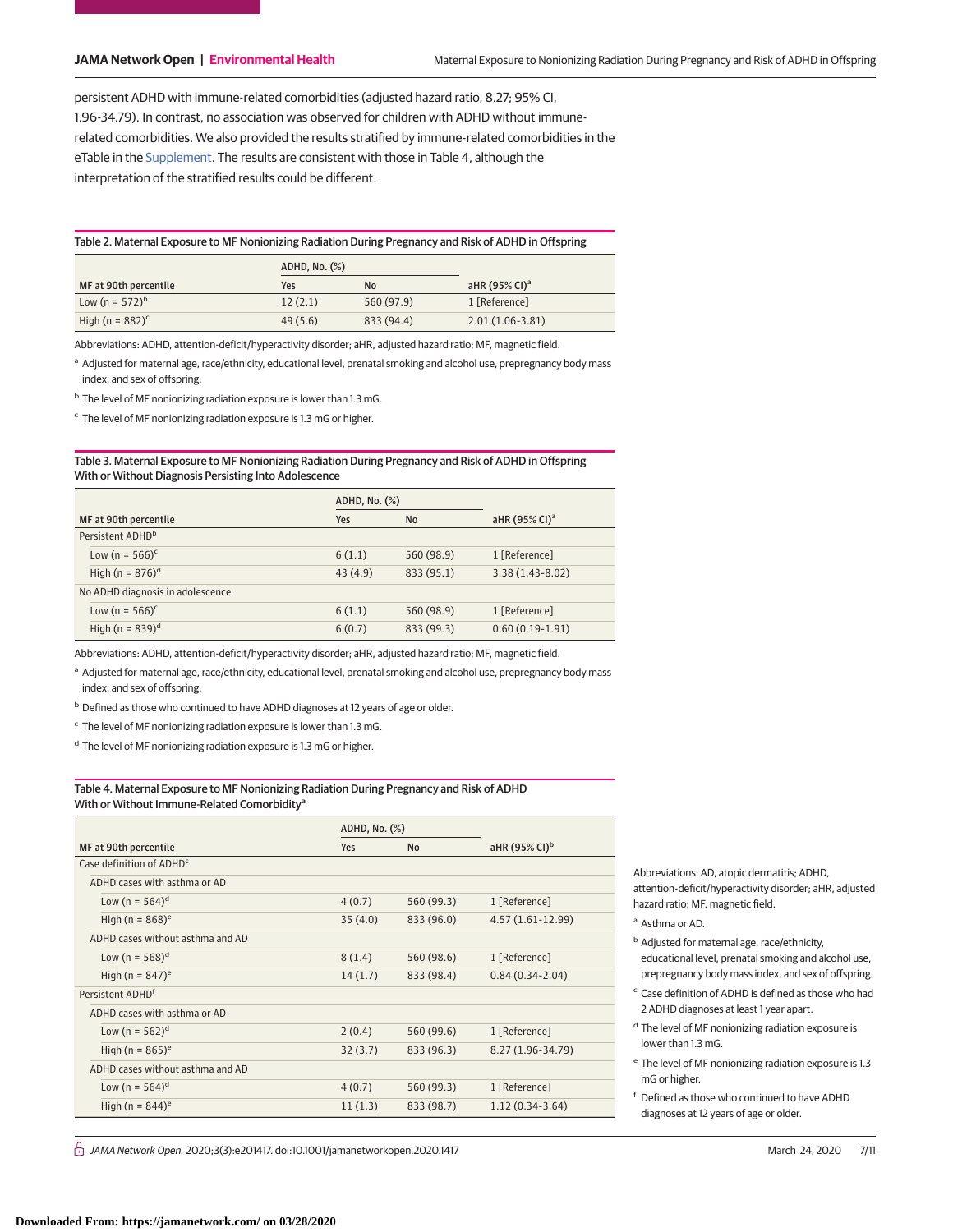persistent ADHD with immune-related comorbidities (adjusted hazard ratio, 8.27; 95% CI, 1.96-34.79). In contrast, no association was observed for children with ADHD without immune-related comorbidities. We also provided the results stratified by immune-related comorbidities in the eTable in the Supplement. The results are consistent with those in Table 4, although the interpretation of the stratified results could be different.

Table 2. Maternal Exposure to MF Nonionizing Radiation During Pregnancy and Risk of ADHD in Offspring

| MF at 90th percentile | ADHD, No. (%) | | aHR (95% CI)[a] |
|---|---|---|---|
| | Yes | No | |
| Low (n = 572)[b] | 12 (2.1) | 560 (97.9) | 1 [Reference] |
| High (n = 882)[c] | 49 (5.6) | 833 (94.4) | 2.01 (1.06-3.81) |

Abbreviations: ADHD, attention-deficit/hyperactivity disorder; aHR, adjusted hazard ratio; MF, magnetic field.

[a] Adjusted for maternal age, race/ethnicity, educational level, prenatal smoking and alcohol use, prepregnancy body mass index, and sex of offspring.

[b] The level of MF nonionizing radiation exposure is lower than 1.3 mG.

[c] The level of MF nonionizing radiation exposure is 1.3 mG or higher.

Table 3. Maternal Exposure to MF Nonionizing Radiation During Pregnancy and Risk of ADHD in Offspring With or Without Diagnosis Persisting Into Adolescence

| MF at 90th percentile | ADHD, No. (%) | | aHR (95% CI)[a] |
|---|---|---|---|
| | Yes | No | |
| Persistent ADHD[b] | | | |
| Low (n = 566)[c] | 6 (1.1) | 560 (98.9) | 1 [Reference] |
| High (n = 876)[d] | 43 (4.9) | 833 (95.1) | 3.38 (1.43-8.02) |
| No ADHD diagnosis in adolescence | | | |
| Low (n = 566)[c] | 6 (1.1) | 560 (98.9) | 1 [Reference] |
| High (n = 839)[d] | 6 (0.7) | 833 (99.3) | 0.60 (0.19-1.91) |

Abbreviations: ADHD, attention-deficit/hyperactivity disorder; aHR, adjusted hazard ratio; MF, magnetic field.

[a] Adjusted for maternal age, race/ethnicity, educational level, prenatal smoking and alcohol use, prepregnancy body mass index, and sex of offspring.

[b] Defined as those who continued to have ADHD diagnoses at 12 years of age or older.

[c] The level of MF nonionizing radiation exposure is lower than 1.3 mG.

[d] The level of MF nonionizing radiation exposure is 1.3 mG or higher.

Table 4. Maternal Exposure to MF Nonionizing Radiation During Pregnancy and Risk of ADHD With or Without Immune-Related Comorbidity[a]

| MF at 90th percentile | ADHD, No. (%) | | aHR (95% CI)[b] |
|---|---|---|---|
| | Yes | No | |
| Case definition of ADHD[c] | | | |
| ADHD cases with asthma or AD | | | |
| Low (n = 564)[d] | 4 (0.7) | 560 (99.3) | 1 [Reference] |
| High (n = 868)[e] | 35 (4.0) | 833 (96.0) | 4.57 (1.61-12.99) |
| ADHD cases without asthma and AD | | | |
| Low (n = 568)[d] | 8 (1.4) | 560 (98.6) | 1 [Reference] |
| High (n = 847)[e] | 14 (1.7) | 833 (98.4) | 0.84 (0.34-2.04) |
| Persistent ADHD[f] | | | |
| ADHD cases with asthma or AD | | | |
| Low (n = 562)[d] | 2 (0.4) | 560 (99.6) | 1 [Reference] |
| High (n = 865)[e] | 32 (3.7) | 833 (96.3) | 8.27 (1.96-34.79) |
| ADHD cases without asthma and AD | | | |
| Low (n = 564)[d] | 4 (0.7) | 560 (99.3) | 1 [Reference] |
| High (n = 844)[e] | 11 (1.3) | 833 (98.7) | 1.12 (0.34-3.64) |

Abbreviations: AD, atopic dermatitis; ADHD, attention-deficit/hyperactivity disorder; aHR, adjusted hazard ratio; MF, magnetic field.

[a] Asthma or AD.

[b] Adjusted for maternal age, race/ethnicity, educational level, prenatal smoking and alcohol use, prepregnancy body mass index, and sex of offspring.

[c] Case definition of ADHD is defined as those who had 2 ADHD diagnoses at least 1 year apart.

[d] The level of MF nonionizing radiation exposure is lower than 1.3 mG.

[e] The level of MF nonionizing radiation exposure is 1.3 mG or higher.

[f] Defined as those who continued to have ADHD diagnoses at 12 years of age or older.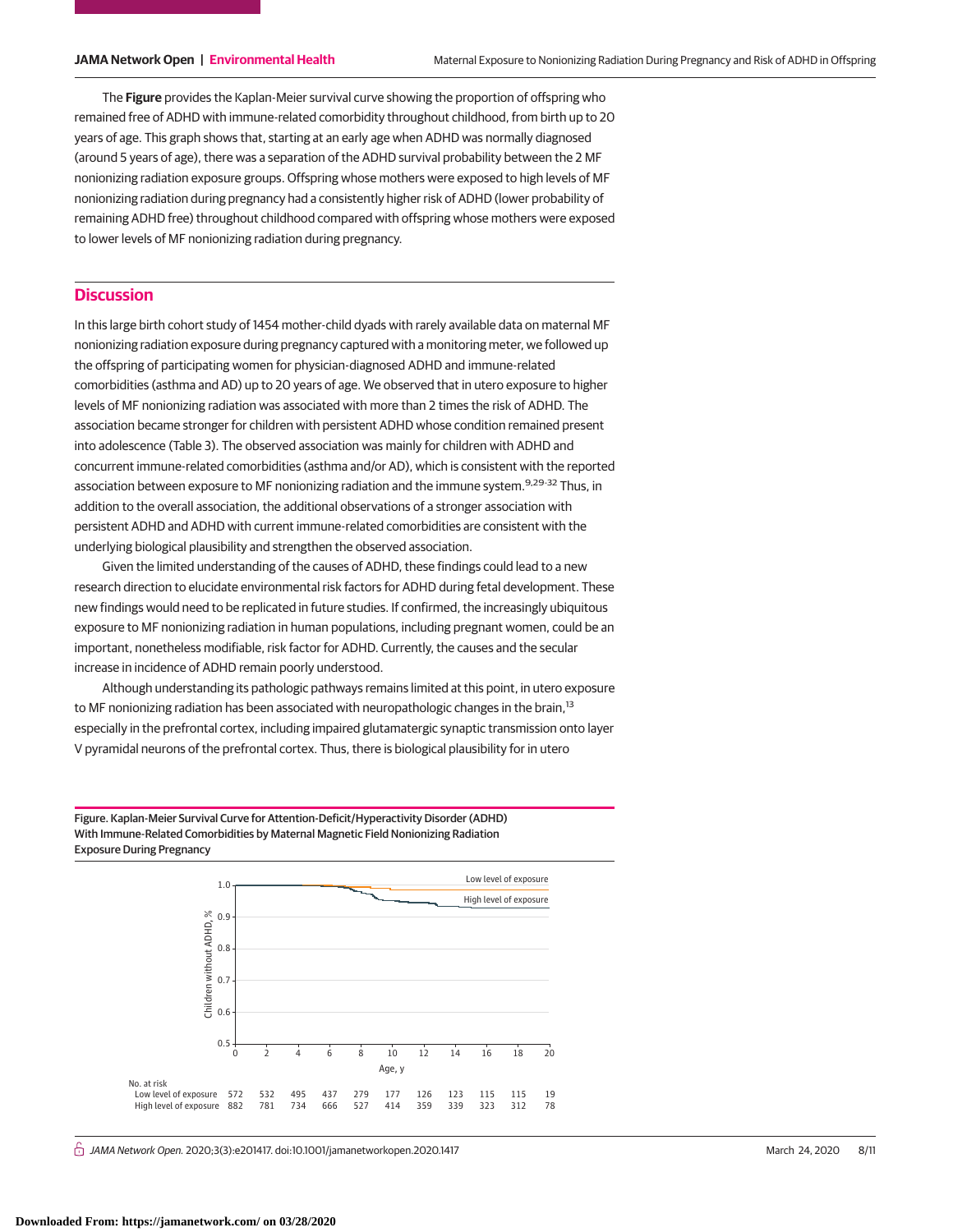The **Figure** provides the Kaplan-Meier survival curve showing the proportion of offspring who remained free of ADHD with immune-related comorbidity throughout childhood, from birth up to 20 years of age. This graph shows that, starting at an early age when ADHD was normally diagnosed (around 5 years of age), there was a separation of the ADHD survival probability between the 2 MF nonionizing radiation exposure groups. Offspring whose mothers were exposed to high levels of MF nonionizing radiation during pregnancy had a consistently higher risk of ADHD (lower probability of remaining ADHD free) throughout childhood compared with offspring whose mothers were exposed to lower levels of MF nonionizing radiation during pregnancy.

## Discussion

In this large birth cohort study of 1454 mother-child dyads with rarely available data on maternal MF nonionizing radiation exposure during pregnancy captured with a monitoring meter, we followed up the offspring of participating women for physician-diagnosed ADHD and immune-related comorbidities (asthma and AD) up to 20 years of age. We observed that in utero exposure to higher levels of MF nonionizing radiation was associated with more than 2 times the risk of ADHD. The association became stronger for children with persistent ADHD whose condition remained present into adolescence (Table 3). The observed association was mainly for children with ADHD and concurrent immune-related comorbidities (asthma and/or AD), which is consistent with the reported association between exposure to MF nonionizing radiation and the immune system.[9,29-32] Thus, in addition to the overall association, the additional observations of a stronger association with persistent ADHD and ADHD with current immune-related comorbidities are consistent with the underlying biological plausibility and strengthen the observed association.

Given the limited understanding of the causes of ADHD, these findings could lead to a new research direction to elucidate environmental risk factors for ADHD during fetal development. These new findings would need to be replicated in future studies. If confirmed, the increasingly ubiquitous exposure to MF nonionizing radiation in human populations, including pregnant women, could be an important, nonetheless modifiable, risk factor for ADHD. Currently, the causes and the secular increase in incidence of ADHD remain poorly understood.

Although understanding its pathologic pathways remains limited at this point, in utero exposure to MF nonionizing radiation has been associated with neuropathologic changes in the brain,[13] especially in the prefrontal cortex, including impaired glutamatergic synaptic transmission onto layer V pyramidal neurons of the prefrontal cortex. Thus, there is biological plausibility for in utero

Figure. Kaplan-Meier Survival Curve for Attention-Deficit/Hyperactivity Disorder (ADHD) With Immune-Related Comorbidities by Maternal Magnetic Field Nonionizing Radiation Exposure During Pregnancy

| No. at risk | 0 | 2 | 4 | 6 | 8 | 10 | 12 | 14 | 16 | 18 | 20 |
|---|---|---|---|---|---|---|---|---|---|---|---|
| Low level of exposure | 572 | 532 | 495 | 437 | 279 | 177 | 126 | 123 | 115 | 115 | 19 |
| High level of exposure | 882 | 781 | 734 | 666 | 527 | 414 | 359 | 339 | 323 | 312 | 78 |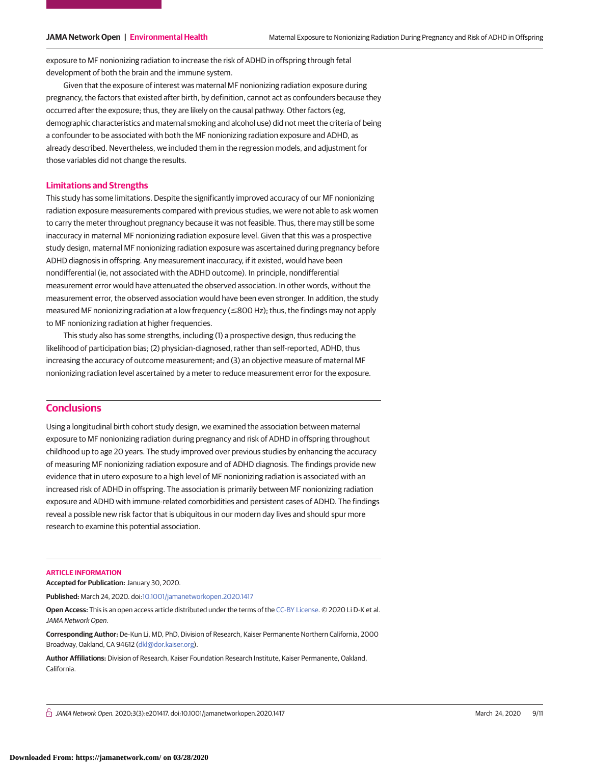exposure to MF nonionizing radiation to increase the risk of ADHD in offspring through fetal development of both the brain and the immune system.

Given that the exposure of interest was maternal MF nonionizing radiation exposure during pregnancy, the factors that existed after birth, by definition, cannot act as confounders because they occurred after the exposure; thus, they are likely on the causal pathway. Other factors (eg, demographic characteristics and maternal smoking and alcohol use) did not meet the criteria of being a confounder to be associated with both the MF nonionizing radiation exposure and ADHD, as already described. Nevertheless, we included them in the regression models, and adjustment for those variables did not change the results.

### Limitations and Strengths

This study has some limitations. Despite the significantly improved accuracy of our MF nonionizing radiation exposure measurements compared with previous studies, we were not able to ask women to carry the meter throughout pregnancy because it was not feasible. Thus, there may still be some inaccuracy in maternal MF nonionizing radiation exposure level. Given that this was a prospective study design, maternal MF nonionizing radiation exposure was ascertained during pregnancy before ADHD diagnosis in offspring. Any measurement inaccuracy, if it existed, would have been nondifferential (ie, not associated with the ADHD outcome). In principle, nondifferential measurement error would have attenuated the observed association. In other words, without the measurement error, the observed association would have been even stronger. In addition, the study measured MF nonionizing radiation at a low frequency (≤800 Hz); thus, the findings may not apply to MF nonionizing radiation at higher frequencies.

This study also has some strengths, including (1) a prospective design, thus reducing the likelihood of participation bias; (2) physician-diagnosed, rather than self-reported, ADHD, thus increasing the accuracy of outcome measurement; and (3) an objective measure of maternal MF nonionizing radiation level ascertained by a meter to reduce measurement error for the exposure.

## Conclusions

Using a longitudinal birth cohort study design, we examined the association between maternal exposure to MF nonionizing radiation during pregnancy and risk of ADHD in offspring throughout childhood up to age 20 years. The study improved over previous studies by enhancing the accuracy of measuring MF nonionizing radiation exposure and of ADHD diagnosis. The findings provide new evidence that in utero exposure to a high level of MF nonionizing radiation is associated with an increased risk of ADHD in offspring. The association is primarily between MF nonionizing radiation exposure and ADHD with immune-related comorbidities and persistent cases of ADHD. The findings reveal a possible new risk factor that is ubiquitous in our modern day lives and should spur more research to examine this potential association.

### ARTICLE INFORMATION

**Accepted for Publication:** January 30, 2020.

**Published:** March 24, 2020. doi:10.1001/jamanetworkopen.2020.1417

**Open Access:** This is an open access article distributed under the terms of the CC-BY License. © 2020 Li D-K et al. *JAMA Network Open*.

**Corresponding Author:** De-Kun Li, MD, PhD, Division of Research, Kaiser Permanente Northern California, 2000 Broadway, Oakland, CA 94612 (dkl@dor.kaiser.org).

**Author Affiliations:** Division of Research, Kaiser Foundation Research Institute, Kaiser Permanente, Oakland, California.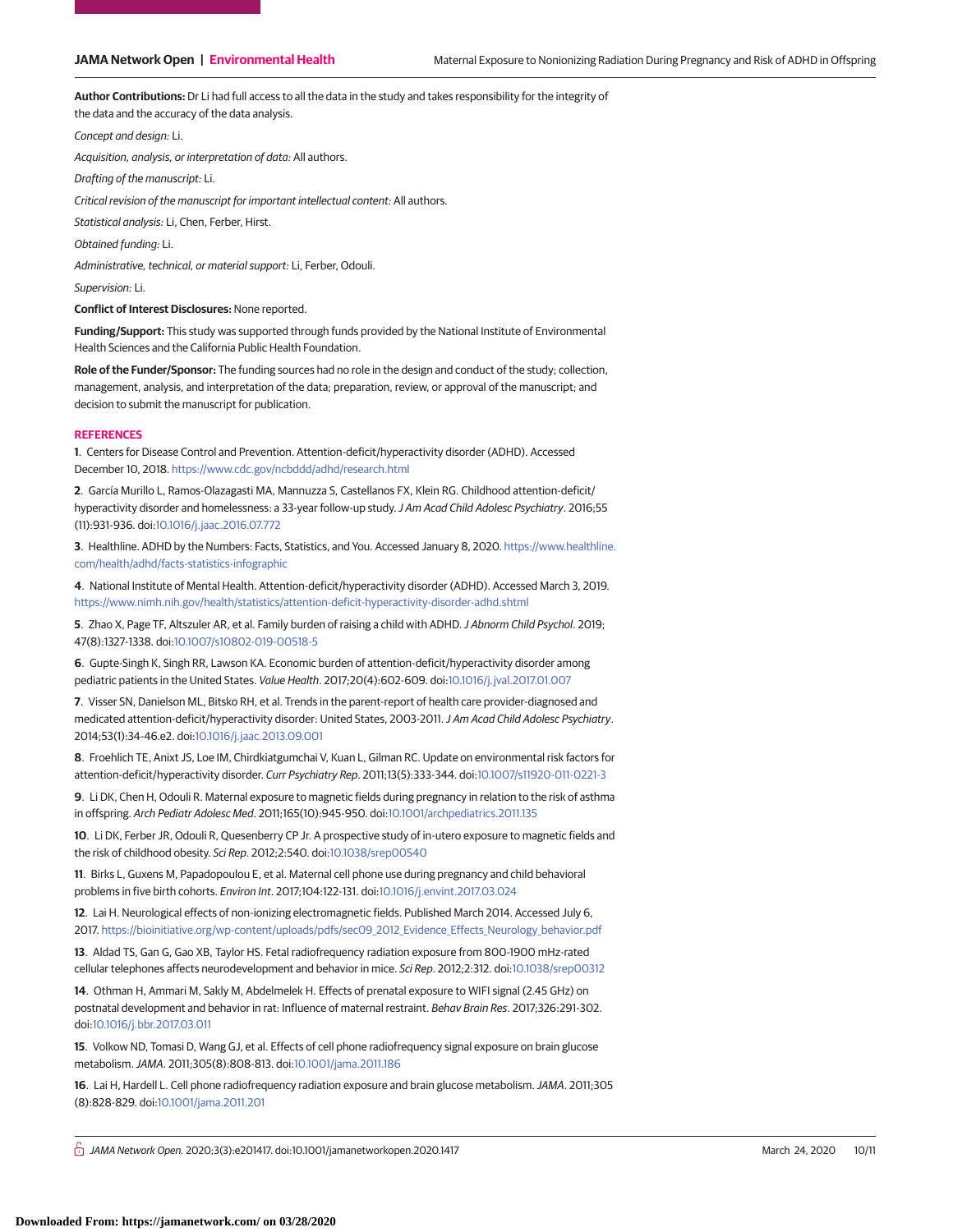**Author Contributions:** Dr Li had full access to all the data in the study and takes responsibility for the integrity of the data and the accuracy of the data analysis.

*Concept and design:* Li.

*Acquisition, analysis, or interpretation of data:* All authors.

*Drafting of the manuscript:* Li.

*Critical revision of the manuscript for important intellectual content:* All authors.

*Statistical analysis:* Li, Chen, Ferber, Hirst.

*Obtained funding:* Li.

*Administrative, technical, or material support:* Li, Ferber, Odouli.

*Supervision:* Li.

**Conflict of Interest Disclosures:** None reported.

**Funding/Support:** This study was supported through funds provided by the National Institute of Environmental Health Sciences and the California Public Health Foundation.

**Role of the Funder/Sponsor:** The funding sources had no role in the design and conduct of the study; collection, management, analysis, and interpretation of the data; preparation, review, or approval of the manuscript; and decision to submit the manuscript for publication.

## REFERENCES

**1**. Centers for Disease Control and Prevention. Attention-deficit/hyperactivity disorder (ADHD). Accessed December 10, 2018. https://www.cdc.gov/ncbddd/adhd/research.html

**2**. García Murillo L, Ramos-Olazagasti MA, Mannuzza S, Castellanos FX, Klein RG. Childhood attention-deficit/hyperactivity disorder and homelessness: a 33-year follow-up study. *J Am Acad Child Adolesc Psychiatry*. 2016;55(11):931-936. doi:10.1016/j.jaac.2016.07.772

**3**. Healthline. ADHD by the Numbers: Facts, Statistics, and You. Accessed January 8, 2020. https://www.healthline.com/health/adhd/facts-statistics-infographic

**4**. National Institute of Mental Health. Attention-deficit/hyperactivity disorder (ADHD). Accessed March 3, 2019. https://www.nimh.nih.gov/health/statistics/attention-deficit-hyperactivity-disorder-adhd.shtml

**5**. Zhao X, Page TF, Altszuler AR, et al. Family burden of raising a child with ADHD. *J Abnorm Child Psychol*. 2019;47(8):1327-1338. doi:10.1007/s10802-019-00518-5

**6**. Gupte-Singh K, Singh RR, Lawson KA. Economic burden of attention-deficit/hyperactivity disorder among pediatric patients in the United States. *Value Health*. 2017;20(4):602-609. doi:10.1016/j.jval.2017.01.007

**7**. Visser SN, Danielson ML, Bitsko RH, et al. Trends in the parent-report of health care provider-diagnosed and medicated attention-deficit/hyperactivity disorder: United States, 2003-2011. *J Am Acad Child Adolesc Psychiatry*. 2014;53(1):34-46.e2. doi:10.1016/j.jaac.2013.09.001

**8**. Froehlich TE, Anixt JS, Loe IM, Chirdkiatgumchai V, Kuan L, Gilman RC. Update on environmental risk factors for attention-deficit/hyperactivity disorder. *Curr Psychiatry Rep*. 2011;13(5):333-344. doi:10.1007/s11920-011-0221-3

**9**. Li DK, Chen H, Odouli R. Maternal exposure to magnetic fields during pregnancy in relation to the risk of asthma in offspring. *Arch Pediatr Adolesc Med*. 2011;165(10):945-950. doi:10.1001/archpediatrics.2011.135

**10**. Li DK, Ferber JR, Odouli R, Quesenberry CP Jr. A prospective study of in-utero exposure to magnetic fields and the risk of childhood obesity. *Sci Rep*. 2012;2:540. doi:10.1038/srep00540

**11**. Birks L, Guxens M, Papadopoulou E, et al. Maternal cell phone use during pregnancy and child behavioral problems in five birth cohorts. *Environ Int*. 2017;104:122-131. doi:10.1016/j.envint.2017.03.024

**12**. Lai H. Neurological effects of non-ionizing electromagnetic fields. Published March 2014. Accessed July 6, 2017. https://bioinitiative.org/wp-content/uploads/pdfs/sec09_2012_Evidence_Effects_Neurology_behavior.pdf

**13**. Aldad TS, Gan G, Gao XB, Taylor HS. Fetal radiofrequency radiation exposure from 800-1900 mHz-rated cellular telephones affects neurodevelopment and behavior in mice. *Sci Rep*. 2012;2:312. doi:10.1038/srep00312

**14**. Othman H, Ammari M, Sakly M, Abdelmelek H. Effects of prenatal exposure to WIFI signal (2.45 GHz) on postnatal development and behavior in rat: Influence of maternal restraint. *Behav Brain Res*. 2017;326:291-302. doi:10.1016/j.bbr.2017.03.011

**15**. Volkow ND, Tomasi D, Wang GJ, et al. Effects of cell phone radiofrequency signal exposure on brain glucose metabolism. *JAMA*. 2011;305(8):808-813. doi:10.1001/jama.2011.186

**16**. Lai H, Hardell L. Cell phone radiofrequency radiation exposure and brain glucose metabolism. *JAMA*. 2011;305(8):828-829. doi:10.1001/jama.2011.201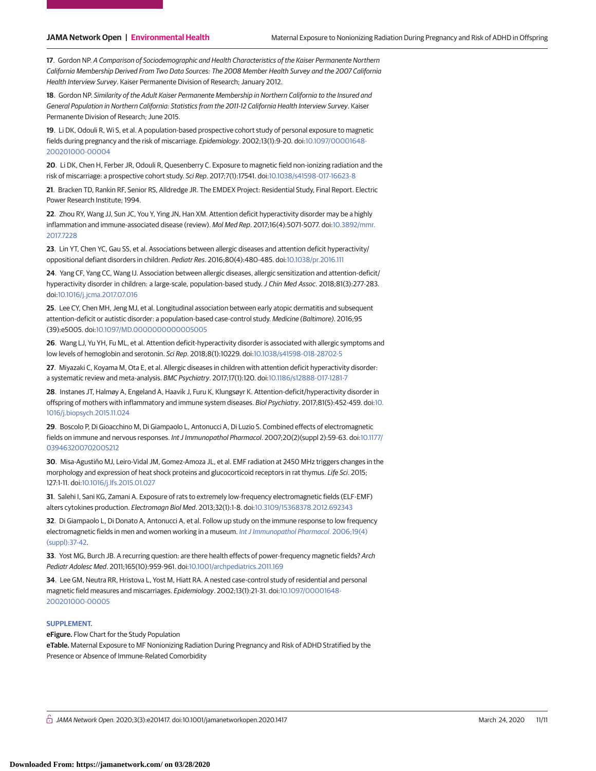17. Gordon NP. *A Comparison of Sociodemographic and Health Characteristics of the Kaiser Permanente Northern California Membership Derived From Two Data Sources: The 2008 Member Health Survey and the 2007 California Health Interview Survey*. Kaiser Permanente Division of Research; January 2012.

18. Gordon NP. *Similarity of the Adult Kaiser Permanente Membership in Northern California to the Insured and General Population in Northern California: Statistics from the 2011-12 California Health Interview Survey*. Kaiser Permanente Division of Research; June 2015.

19. Li DK, Odouli R, Wi S, et al. A population-based prospective cohort study of personal exposure to magnetic fields during pregnancy and the risk of miscarriage. *Epidemiology*. 2002;13(1):9-20. doi:10.1097/00001648-200201000-00004

20. Li DK, Chen H, Ferber JR, Odouli R, Quesenberry C. Exposure to magnetic field non-ionizing radiation and the risk of miscarriage: a prospective cohort study. *Sci Rep*. 2017;7(1):17541. doi:10.1038/s41598-017-16623-8

21. Bracken TD, Rankin RF, Senior RS, Alldredge JR. The EMDEX Project: Residential Study, Final Report. Electric Power Research Institute; 1994.

22. Zhou RY, Wang JJ, Sun JC, You Y, Ying JN, Han XM. Attention deficit hyperactivity disorder may be a highly inflammation and immune-associated disease (review). *Mol Med Rep*. 2017;16(4):5071-5077. doi:10.3892/mmr.2017.7228

23. Lin YT, Chen YC, Gau SS, et al. Associations between allergic diseases and attention deficit hyperactivity/oppositional defiant disorders in children. *Pediatr Res*. 2016;80(4):480-485. doi:10.1038/pr.2016.111

24. Yang CF, Yang CC, Wang IJ. Association between allergic diseases, allergic sensitization and attention-deficit/hyperactivity disorder in children: a large-scale, population-based study. *J Chin Med Assoc*. 2018;81(3):277-283. doi:10.1016/j.jcma.2017.07.016

25. Lee CY, Chen MH, Jeng MJ, et al. Longitudinal association between early atopic dermatitis and subsequent attention-deficit or autistic disorder: a population-based case-control study. *Medicine (Baltimore)*. 2016;95(39):e5005. doi:10.1097/MD.0000000000005005

26. Wang LJ, Yu YH, Fu ML, et al. Attention deficit-hyperactivity disorder is associated with allergic symptoms and low levels of hemoglobin and serotonin. *Sci Rep*. 2018;8(1):10229. doi:10.1038/s41598-018-28702-5

27. Miyazaki C, Koyama M, Ota E, et al. Allergic diseases in children with attention deficit hyperactivity disorder: a systematic review and meta-analysis. *BMC Psychiatry*. 2017;17(1):120. doi:10.1186/s12888-017-1281-7

28. Instanes JT, Halmøy A, Engeland A, Haavik J, Furu K, Klungsøyr K. Attention-deficit/hyperactivity disorder in offspring of mothers with inflammatory and immune system diseases. *Biol Psychiatry*. 2017;81(5):452-459. doi:10.1016/j.biopsych.2015.11.024

29. Boscolo P, Di Gioacchino M, Di Giampaolo L, Antonucci A, Di Luzio S. Combined effects of electromagnetic fields on immune and nervous responses. *Int J Immunopathol Pharmacol*. 2007;20(2)(suppl 2):59-63. doi:10.1177/03946320070200S212

30. Misa-Agustiño MJ, Leiro-Vidal JM, Gomez-Amoza JL, et al. EMF radiation at 2450 MHz triggers changes in the morphology and expression of heat shock proteins and glucocorticoid receptors in rat thymus. *Life Sci*. 2015;127:1-11. doi:10.1016/j.lfs.2015.01.027

31. Salehi I, Sani KG, Zamani A. Exposure of rats to extremely low-frequency electromagnetic fields (ELF-EMF) alters cytokines production. *Electromagn Biol Med*. 2013;32(1):1-8. doi:10.3109/15368378.2012.692343

32. Di Giampaolo L, Di Donato A, Antonucci A, et al. Follow up study on the immune response to low frequency electromagnetic fields in men and women working in a museum. *Int J Immunopathol Pharmacol*. 2006;19(4)(suppl):37-42.

33. Yost MG, Burch JB. A recurring question: are there health effects of power-frequency magnetic fields? *Arch Pediatr Adolesc Med*. 2011;165(10):959-961. doi:10.1001/archpediatrics.2011.169

34. Lee GM, Neutra RR, Hristova L, Yost M, Hiatt RA. A nested case-control study of residential and personal magnetic field measures and miscarriages. *Epidemiology*. 2002;13(1):21-31. doi:10.1097/00001648-200201000-00005

**SUPPLEMENT.**

**eFigure.** Flow Chart for the Study Population

**eTable.** Maternal Exposure to MF Nonionizing Radiation During Pregnancy and Risk of ADHD Stratified by the Presence or Absence of Immune-Related Comorbidity